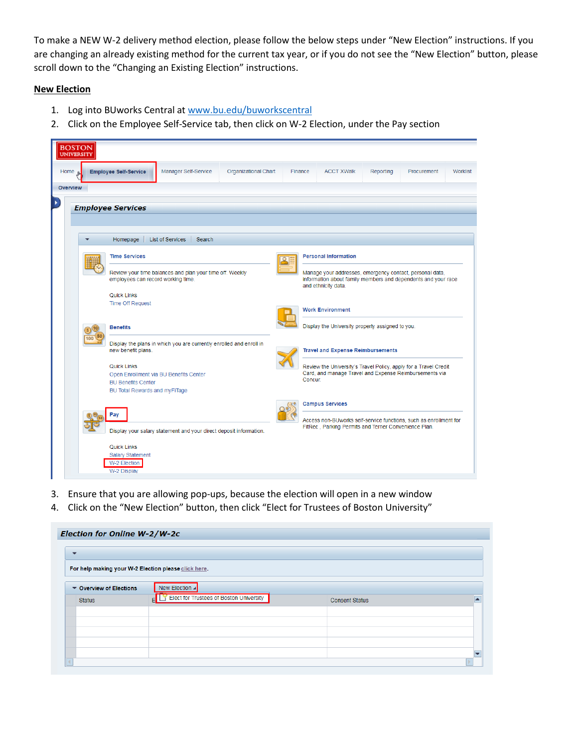To make a NEW W-2 delivery method election, please follow the below steps under "New Election" instructions. If you are changing an already existing method for the current tax year, or if you do not see the "New Election" button, please scroll down to the "Changing an Existing Election" instructions.

## New Election

1. Log into BUworks Central at [www.bu.edu/buworkscentral](www.bu.edu/buworkscentral)
2. Click on the Employee Self-Service tab, then click on W-2 Election, under the Pay section

3. Ensure that you are allowing pop-ups, because the election will open in a new window
4. Click on the "New Election" button, then click "Elect for Trustees of Boston University"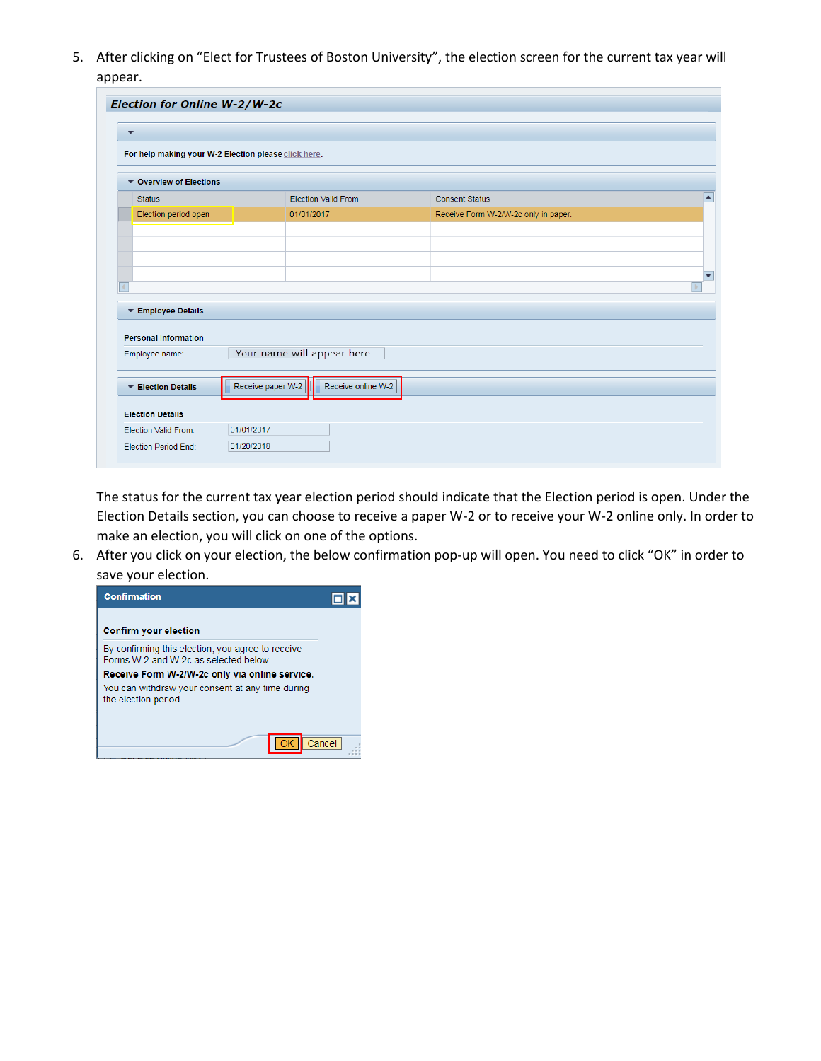5. After clicking on "Elect for Trustees of Boston University", the election screen for the current tax year will appear.

   **Election for Online W-2/W-2c**

   For help making your W-2 Election please click here.

   **Overview of Elections**

   | Status | Election Valid From | Consent Status |
   |---|---|---|
   | Election period open | 01/01/2017 | Receive Form W-2/W-2c only in paper. |

   **Employee Details**

   **Personal Information**

   Employee name: Your name will appear here

   **Election Details** — Receive paper W-2 | Receive online W-2

   **Election Details**

   Election Valid From: 01/01/2017

   Election Period End: 01/20/2018

   The status for the current tax year election period should indicate that the Election period is open. Under the Election Details section, you can choose to receive a paper W-2 or to receive your W-2 online only. In order to make an election, you will click on one of the options.

6. After you click on your election, the below confirmation pop-up will open. You need to click "OK" in order to save your election.

   **Confirmation**

   **Confirm your election**

   By confirming this election, you agree to receive Forms W-2 and W-2c as selected below.

   **Receive Form W-2/W-2c only via online service.**

   You can withdraw your consent at any time during the election period.

   OK | Cancel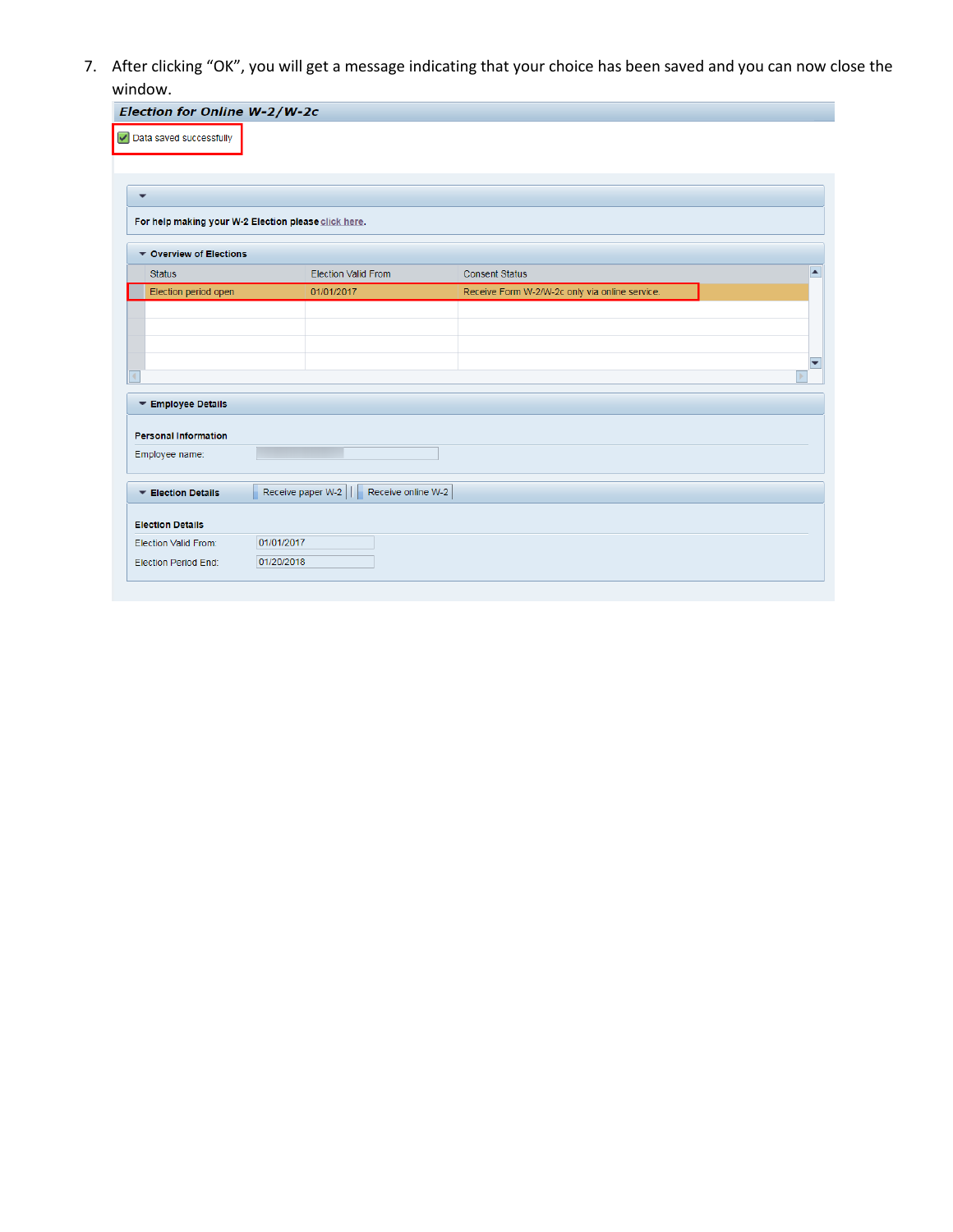7. After clicking "OK", you will get a message indicating that your choice has been saved and you can now close the window.

**Election for Online W-2/W-2c**

Data saved successfully

For help making your W-2 Election please click here.

**Overview of Elections**

| Status | Election Valid From | Consent Status |
|---|---|---|
| Election period open | 01/01/2017 | Receive Form W-2/W-2c only via online service. |

**Employee Details**

**Personal Information**

Employee name:

**Election Details** Receive paper W-2 | Receive online W-2

**Election Details**

Election Valid From: 01/01/2017

Election Period End: 01/20/2018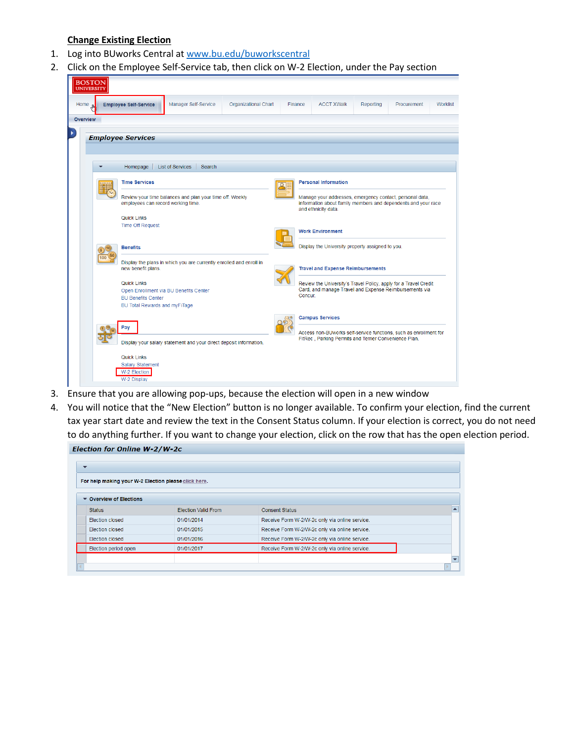**Change Existing Election**

1. Log into BUworks Central at www.bu.edu/buworkscentral
2. Click on the Employee Self-Service tab, then click on W-2 Election, under the Pay section

Home | Employee Self-Service | Manager Self-Service | Organizational Chart | Finance | ACCT XWalk | Reporting | Procurement | Worklist

Overview

**Employee Services**

Homepage | List of Services | Search

**Time Services**

Review your time balances and plan your time off. Weekly employees can record working time.

Quick Links
Time Off Request

**Personal Information**

Manage your addresses, emergency contact, personal data, information about family members and dependents and your race and ethnicity data.

**Work Environment**

Display the University property assigned to you.

**Benefits**

Display the plans in which you are currently enrolled and enroll in new benefit plans.

Quick Links
Open Enrollment via BU Benefits Center
BU Benefits Center
BU Total Rewards and myFiTage

**Travel and Expense Reimbursements**

Review the University's Travel Policy, apply for a Travel Credit Card, and manage Travel and Expense Reimbursements via Concur.

**Campus Services**

Access non-BUworks self-service functions, such as enrollment for FitRec, Parking Permits and Terrier Convenience Plan.

**Pay**

Display your salary statement and your direct deposit information.

Quick Links
Salary Statement
W-2 Election
W-2 Display

3. Ensure that you are allowing pop-ups, because the election will open in a new window
4. You will notice that the "New Election" button is no longer available. To confirm your election, find the current tax year start date and review the text in the Consent Status column. If your election is correct, you do not need to do anything further. If you want to change your election, click on the row that has the open election period.

**Election for Online W-2/W-2c**

For help making your W-2 Election please click here.

Overview of Elections

| Status | Election Valid From | Consent Status |
|---|---|---|
| Election closed | 01/01/2014 | Receive Form W-2/W-2c only via online service. |
| Election closed | 01/01/2015 | Receive Form W-2/W-2c only via online service. |
| Election closed | 01/01/2016 | Receive Form W-2/W-2c only via online service. |
| Election period open | 01/01/2017 | Receive Form W-2/W-2c only via online service. |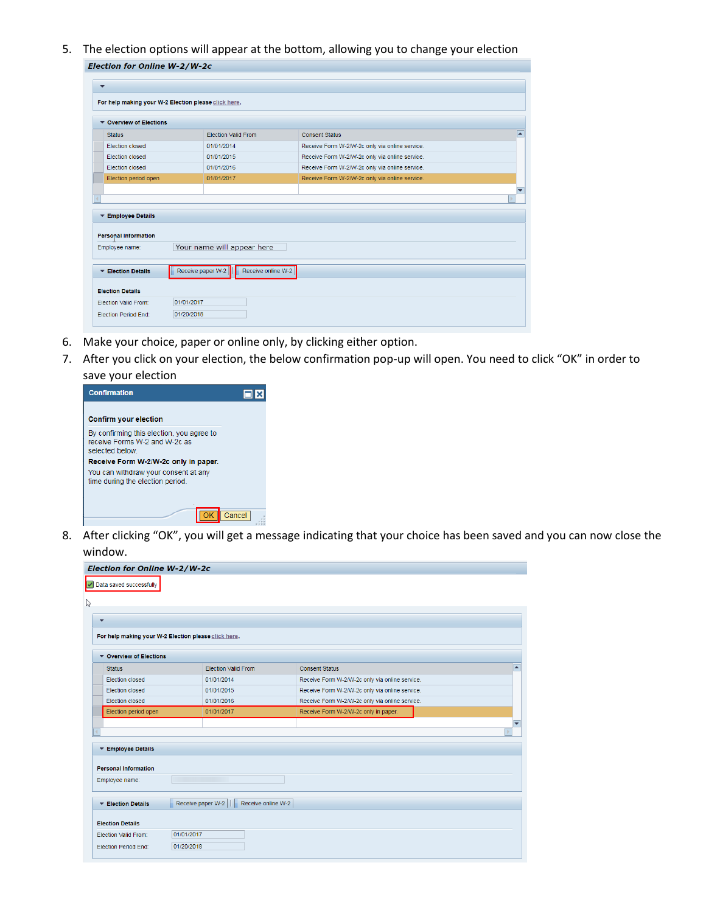5. The election options will appear at the bottom, allowing you to change your election

Election for Online W-2/W-2c

For help making your W-2 Election please click here.

Overview of Elections

| Status | Election Valid From | Consent Status |
| --- | --- | --- |
| Election closed | 01/01/2014 | Receive Form W-2/W-2c only via online service. |
| Election closed | 01/01/2015 | Receive Form W-2/W-2c only via online service. |
| Election closed | 01/01/2016 | Receive Form W-2/W-2c only via online service. |
| Election period open | 01/01/2017 | Receive Form W-2/W-2c only via online service. |

Employee Details

Personal Information

Employee name: Your name will appear here

Election Details  Receive paper W-2 | Receive online W-2

Election Details

Election Valid From: 01/01/2017

Election Period End: 01/20/2018

6. Make your choice, paper or online only, by clicking either option.
7. After you click on your election, the below confirmation pop-up will open. You need to click "OK" in order to save your election

Confirmation

Confirm your election

By confirming this election, you agree to receive Forms W-2 and W-2c as selected below.

**Receive Form W-2/W-2c only in paper.**

You can withdraw your consent at any time during the election period.

OK  Cancel

8. After clicking "OK", you will get a message indicating that your choice has been saved and you can now close the window.

Election for Online W-2/W-2c

Data saved successfully

For help making your W-2 Election please click here.

Overview of Elections

| Status | Election Valid From | Consent Status |
| --- | --- | --- |
| Election closed | 01/01/2014 | Receive Form W-2/W-2c only via online service. |
| Election closed | 01/01/2015 | Receive Form W-2/W-2c only via online service. |
| Election closed | 01/01/2016 | Receive Form W-2/W-2c only via online service. |
| Election period open | 01/01/2017 | Receive Form W-2/W-2c only in paper. |

Employee Details

Personal Information

Employee name:

Election Details  Receive paper W-2 | Receive online W-2

Election Details

Election Valid From: 01/01/2017

Election Period End: 01/20/2018